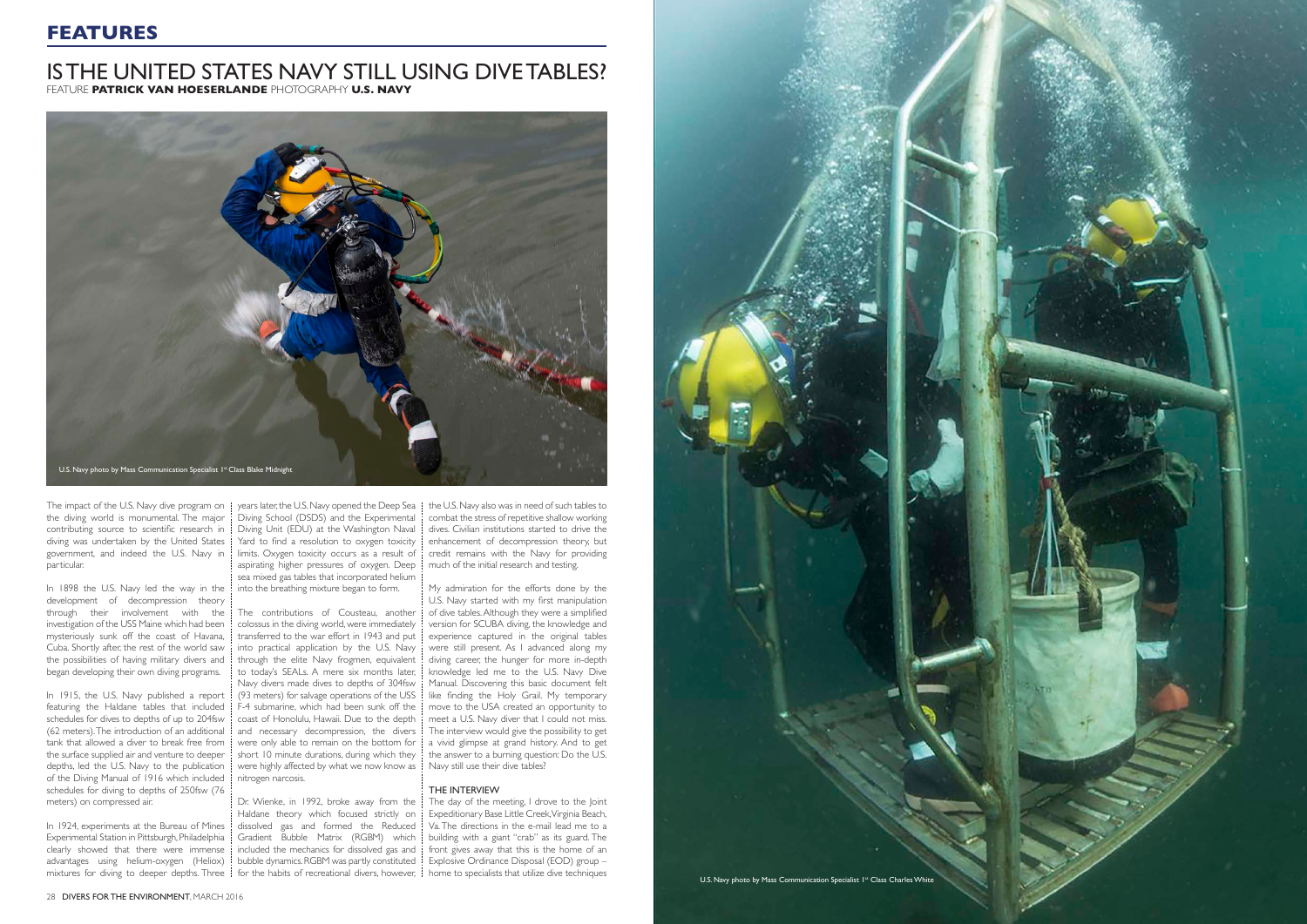## FEATURES

# IS THE UNITED STATES NAVY STILL USING DIVE TABLES?

FEATURE **PATRICK VAN HOESERLANDE** PHOTOGRAPHY **U.S. NAVY**

U.S. Navy photo by Mass Communication Specialist 1st Class Blake Midnight

The impact of the U.S. Navy dive program on the diving world is monumental. The major contributing source to scientific research in diving was undertaken by the United States government, and indeed the U.S. Navy in particular.

In 1898 the U.S. Navy led the way in the development of decompression theory through their involvement with the investigation of the USS Maine which had been mysteriously sunk off the coast of Havana, Cuba. Shortly after, the rest of the world saw the possibilities of having military divers and began developing their own diving programs.

In 1915, the U.S. Navy published a report featuring the Haldane tables that included schedules for dives to depths of up to 204fsw (62 meters). The introduction of an additional tank that allowed a diver to break free from the surface supplied air and venture to deeper depths, led the U.S. Navy to the publication of the Diving Manual of 1916 which included schedules for diving to depths of 250fsw (76 meters) on compressed air.

In 1924, experiments at the Bureau of Mines Experimental Station in Pittsburgh, Philadelphia clearly showed that there were immense advantages using helium-oxygen (Heliox) mixtures for diving to deeper depths. Three years later, the U.S. Navy opened the Deep Sea Diving School (DSDS) and the Experimental Diving Unit (EDU) at the Washington Naval Yard to find a resolution to oxygen toxicity limits. Oxygen toxicity occurs as a result of aspirating higher pressures of oxygen. Deep sea mixed gas tables that incorporated helium into the breathing mixture began to form.

The contributions of Cousteau, another colossus in the diving world, were immediately transferred to the war effort in 1943 and put into practical application by the U.S. Navy through the elite Navy frogmen, equivalent to today's SEALs. A mere six months later, Navy divers made dives to depths of 304fsw (93 meters) for salvage operations of the USS F-4 submarine, which had been sunk off the coast of Honolulu, Hawaii. Due to the depth and necessary decompression, the divers were only able to remain on the bottom for short 10 minute durations, during which they were highly affected by what we now know as nitrogen narcosis.

Dr. Wienke, in 1992, broke away from the Haldane theory which focused strictly on dissolved gas and formed the Reduced Gradient Bubble Matrix (RGBM) which included the mechanics for dissolved gas and bubble dynamics. RGBM was partly constituted for the habits of recreational divers, however, the U.S. Navy also was in need of such tables to combat the stress of repetitive shallow working dives. Civilian institutions started to drive the enhancement of decompression theory, but credit remains with the Navy for providing much of the initial research and testing.

My admiration for the efforts done by the U.S. Navy started with my first manipulation of dive tables. Although they were a simplified version for SCUBA diving, the knowledge and experience captured in the original tables were still present. As I advanced along my diving career, the hunger for more in-depth knowledge led me to the U.S. Navy Dive Manual. Discovering this basic document felt like finding the Holy Grail. My temporary move to the USA created an opportunity to meet a U.S. Navy diver that I could not miss. The interview would give the possibility to get a vivid glimpse at grand history. And to get the answer to a burning question: Do the U.S. Navy still use their dive tables?

### THE INTERVIEW

The day of the meeting, I drove to the Joint Expeditionary Base Little Creek, Virginia Beach, Va. The directions in the e-mail lead me to a building with a giant "crab" as its guard. The front gives away that this is the home of an Explosive Ordinance Disposal (EOD) group – home to specialists that utilize dive techniques

U.S. Navy photo by Mass Communication Specialist 1st Class Charles White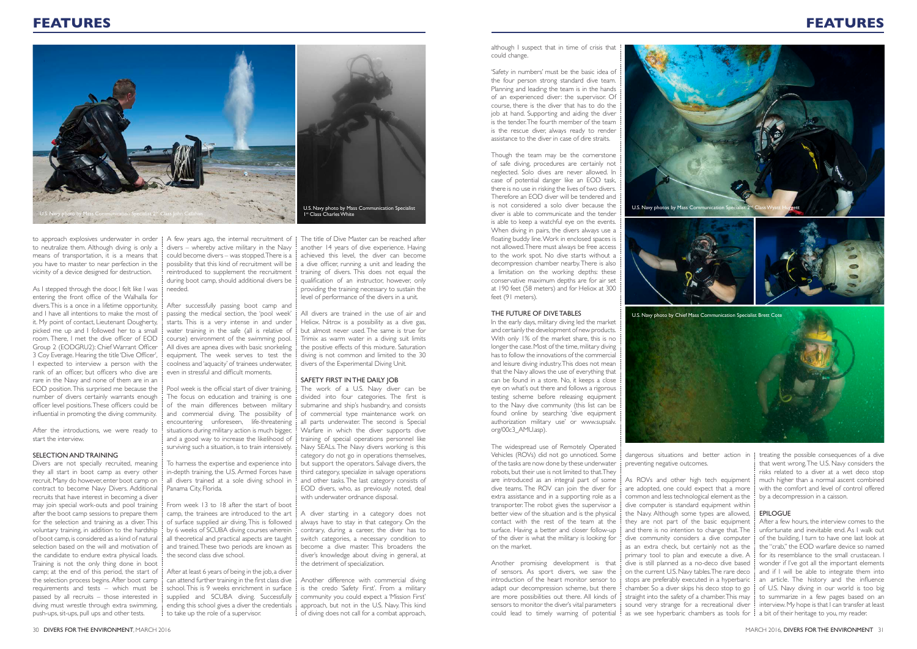to approach explosives underwater in order to neutralize them. Although diving is only a means of transportation, it is a means that you have to master to near perfection in the vicinity of a device designed for destruction.

As I stepped through the door, I felt like I was entering the front office of the Walhalla for divers. This is a once in a lifetime opportunity, and I have all intentions to make the most of it. My point of contact, Lieutenant Dougherty, picked me up and I followed her to a small room. There, I met the dive officer of EOD Group 2 (EODGRU2): Chief Warrant Officer 3 Coy Everage. Hearing the title 'Dive Officer', I expected to interview a person with the rank of an officer, but officers who dive are rare in the Navy and none of them are in an EOD position. This surprised me because the number of divers certainly warrants enough officer level positions. These officers could be influential in promoting the diving community.

After the introductions, we were ready to start the interview.

## SELECTION AND TRAINING

Divers are not specially recruited, meaning they all start in boot camp as every other recruit. Many do however, enter boot camp on contract to become Navy Divers. Additional recruits that have interest in becoming a diver may join special work-outs and pool training after the boot camp sessions to prepare them for the selection and training as a diver. This voluntary training, in addition to the hardship of boot camp, is considered as a kind of natural selection based on the will and motivation of the candidate to endure extra physical loads. Training is not the only thing done in boot camp; at the end of this period, the start of the selection process begins. After boot camp requirements and tests – which must be passed by all recruits – those interested in diving must wrestle through extra swimming, push-ups, sit-ups, pull ups and other tests.

A few years ago, the internal recruitment of divers – whereby active military in the Navy could become divers – was stopped. There is a possibility that this kind of recruitment will be reintroduced to supplement the recruitment during boot camp, should additional divers be needed.

After successfully passing boot camp and passing the medical section, the 'pool week' starts. This is a very intense in and under water training in the safe (all is relative of course) environment of the swimming pool. All dives are apnea dives with basic snorkeling equipment. The week serves to test the coolness and 'aquacity' of trainees underwater, even in stressful and difficult moments.

Pool week is the official start of diver training. The focus on education and training is one of the main differences between military and commercial diving. The possibility of encountering unforeseen, life-threatening situations during military action is much bigger, and a good way to increase the likelihood of surviving such a situation, is to train intensively.

To harness the expertise and experience into in-depth training, the U.S. Armed Forces have all divers trained at a sole diving school in Panama City, Florida.

From week 13 to 18 after the start of boot camp, the trainees are introduced to the art of surface supplied air diving. This is followed by 6 weeks of SCUBA diving courses wherein all theoretical and practical aspects are taught and trained. These two periods are known as the second class dive school.

After at least 6 years of being in the job, a diver can attend further training in the first class dive school. This is 9 weeks enrichment in surface supplied and SCUBA diving. Successfully ending this school gives a diver the credentials to take up the role of a supervisor.

The title of Dive Master can be reached after another 14 years of dive experience. Having achieved this level, the diver can become a dive officer, running a unit and leading the training of divers. This does not equal the qualification of an instructor, however, only providing the training necessary to sustain the level of performance of the divers in a unit.

All divers are trained in the use of air and Heliox. Nitrox is a possibility as a dive gas, but almost never used. The same is true for Trimix as warm water in a diving suit limits the positive effects of this mixture. Saturation diving is not common and limited to the 30 divers of the Experimental Diving Unit.

## SAFETY FIRST IN THE DAILY JOB

The work of a U.S. Navy diver can be divided into four categories. The first is submarine and ship's husbandry, and consists of commercial type maintenance work on all parts underwater. The second is Special Warfare in which the diver supports dive training of special operations personnel like Navy SEALs. The Navy divers working is this category do not go in operations themselves, but support the operators. Salvage divers, the third category, specialize in salvage operations and other tasks. The last category consists of EOD divers, who, as previously noted, deal with underwater ordnance disposal.

A diver starting in a category does not always have to stay in that category. On the contrary, during a career, the diver has to switch categories, a necessary condition to become a dive master. This broadens the diver's knowledge about diving in general, at the detriment of specialization.

Another difference with commercial diving is the credo 'Safety First'. From a military community you could expect a 'Mission First' approach, but not in the U.S. Navy. This kind of diving does not call for a combat approach, although I suspect that in time of crisis that could change.

'Safety in numbers' must be the basic idea of the four person strong standard dive team. Planning and leading the team is in the hands of an experienced diver: the supervisor. Of course, there is the diver that has to do the job at hand. Supporting and aiding the diver is the tender. The fourth member of the team is the rescue diver, always ready to render assistance to the diver in case of dire straits.

Though the team may be the cornerstone of safe diving, procedures are certainly not neglected. Solo dives are never allowed. In case of potential danger like an EOD task, there is no use in risking the lives of two divers. Therefore an EOD diver will be tendered and is not considered a solo diver because the diver is able to communicate and the tender is able to keep a watchful eye on the events. When diving in pairs, the divers always use a floating buddy line. Work in enclosed spaces is not allowed. There must always be free access to the work spot. No dive starts without a decompression chamber nearby. There is also a limitation on the working depths: these conservative maximum depths are for air set at 190 feet (58 meters) and for Heliox at 300 feet (91 meters).

## THE FUTURE OF DIVE TABLES

In the early days, military diving led the market and certainly the development of new products. With only 1% of the market share, this is no longer the case. Most of the time, military diving has to follow the innovations of the commercial and leisure diving industry. This does not mean that the Navy allows the use of everything that can be found in a store. No, it keeps a close eye on what's out there and follows a rigorous testing scheme before releasing equipment to the Navy dive community (this list can be found online by searching 'dive equipment authorization military use' or www.supsalv.org/00c3_AMU.asp).

The widespread use of Remotely Operated Vehicles (ROVs) did not go unnoticed. Some of the tasks are now done by these underwater robots, but their use is not limited to that. They are introduced as an integral part of some dive teams. The ROV can join the diver for extra assistance and in a supporting role as a transporter. The robot gives the supervisor a better view of the situation and is the physical contact with the rest of the team at the surface. Having a better and closer follow-up of the diver is what the military is looking for on the market.

Another promising development is that of sensors. As sport divers, we saw the introduction of the heart monitor sensor to adapt our decompression scheme, but there are more possibilities out there. All kinds of sensors to monitor the diver's vital parameters could lead to timely warning of potential dangerous situations and better action in preventing negative outcomes.

As ROVs and other high tech equipment are adopted, one could expect that a more common and less technological element as the dive computer is standard equipment within the Navy. Although some types are allowed, they are not part of the basic equipment and there is no intention to change that. The dive community considers a dive computer as an extra check, but certainly not as the primary tool to plan and execute a dive. A dive is still planned as a no-deco dive based on the current U.S. Navy tables. The rare deco stops are preferably executed in a hyperbaric chamber. So a diver skips his deco stop to go straight into the safety of a chamber. This may sound very strange for a recreational diver as we see hyperbaric chambers as tools for treating the possible consequences of a dive that went wrong. The U.S. Navy considers the risks related to a diver at a wet deco stop much higher than a normal ascent combined with the comfort and level of control offered by a decompression in a caisson.

## EPILOGUE

After a few hours, the interview comes to the unfortunate and inevitable end. As I walk out of the building, I turn to have one last look at the "crab," the EOD warfare device so named for its resemblance to the small crustacean. I wonder if I've got all the important elements and if I will be able to integrate them into an article. The history and the influence of U.S. Navy diving in our world is too big to summarize in a few pages based on an interview. My hope is that I can transfer at least a bit of their heritage to you, my reader.

U.S. Navy photo by Mass Communication Specialist 2nd Class John Callahan

U.S. Navy photo by Mass Communication Specialist 1st Class Charles White

U.S. Navy photos by Mass Communication Specialist 2nd Class Wyatt Huggett

U.S. Navy photo by Chief Mass Communication Specialist Brett Cote